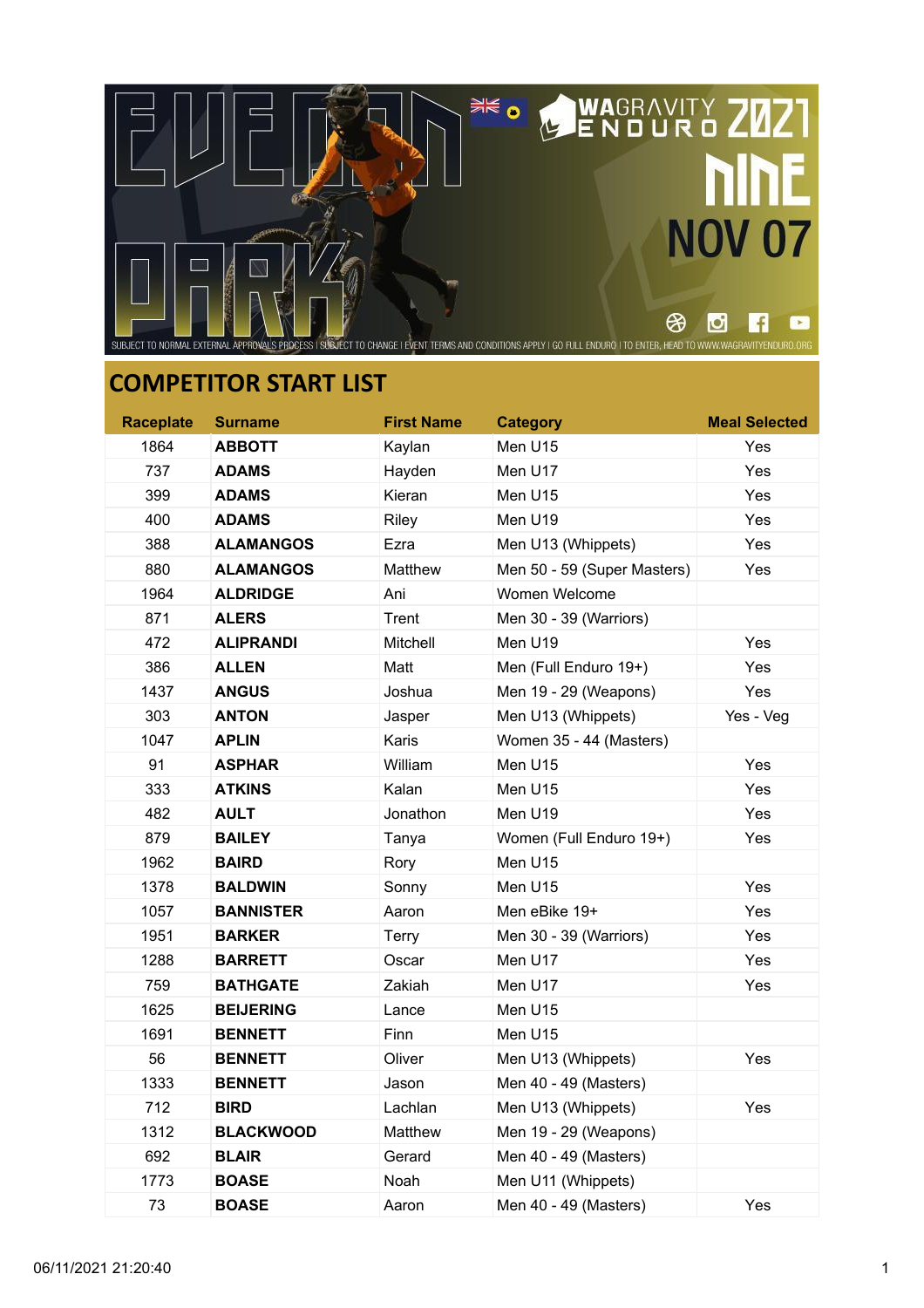EVERMAN PARK

WAGRAVITY ENDURO 2021 NINE NOV 07

SUBJECT TO NORMAL EXTERNAL APPROVALS PROCESS | SUBJECT TO CHANGE | EVENT TERMS AND CONDITIONS APPLY | GO FULL ENDURO | TO ENTER, HEAD TO WWW.WAGRAVITYENDURO.ORG

## COMPETITOR START LIST

| Raceplate | Surname | First Name | Category | Meal Selected |
|---|---|---|---|---|
| 1864 | **ABBOTT** | Kaylan | Men U15 | Yes |
| 737 | **ADAMS** | Hayden | Men U17 | Yes |
| 399 | **ADAMS** | Kieran | Men U15 | Yes |
| 400 | **ADAMS** | Riley | Men U19 | Yes |
| 388 | **ALAMANGOS** | Ezra | Men U13 (Whippets) | Yes |
| 880 | **ALAMANGOS** | Matthew | Men 50 - 59 (Super Masters) | Yes |
| 1964 | **ALDRIDGE** | Ani | Women Welcome | |
| 871 | **ALERS** | Trent | Men 30 - 39 (Warriors) | |
| 472 | **ALIPRANDI** | Mitchell | Men U19 | Yes |
| 386 | **ALLEN** | Matt | Men (Full Enduro 19+) | Yes |
| 1437 | **ANGUS** | Joshua | Men 19 - 29 (Weapons) | Yes |
| 303 | **ANTON** | Jasper | Men U13 (Whippets) | Yes - Veg |
| 1047 | **APLIN** | Karis | Women 35 - 44 (Masters) | |
| 91 | **ASPHAR** | William | Men U15 | Yes |
| 333 | **ATKINS** | Kalan | Men U15 | Yes |
| 482 | **AULT** | Jonathon | Men U19 | Yes |
| 879 | **BAILEY** | Tanya | Women (Full Enduro 19+) | Yes |
| 1962 | **BAIRD** | Rory | Men U15 | |
| 1378 | **BALDWIN** | Sonny | Men U15 | Yes |
| 1057 | **BANNISTER** | Aaron | Men eBike 19+ | Yes |
| 1951 | **BARKER** | Terry | Men 30 - 39 (Warriors) | Yes |
| 1288 | **BARRETT** | Oscar | Men U17 | Yes |
| 759 | **BATHGATE** | Zakiah | Men U17 | Yes |
| 1625 | **BEIJERING** | Lance | Men U15 | |
| 1691 | **BENNETT** | Finn | Men U15 | |
| 56 | **BENNETT** | Oliver | Men U13 (Whippets) | Yes |
| 1333 | **BENNETT** | Jason | Men 40 - 49 (Masters) | |
| 712 | **BIRD** | Lachlan | Men U13 (Whippets) | Yes |
| 1312 | **BLACKWOOD** | Matthew | Men 19 - 29 (Weapons) | |
| 692 | **BLAIR** | Gerard | Men 40 - 49 (Masters) | |
| 1773 | **BOASE** | Noah | Men U11 (Whippets) | |
| 73 | **BOASE** | Aaron | Men 40 - 49 (Masters) | Yes |

06/11/2021 21:20:40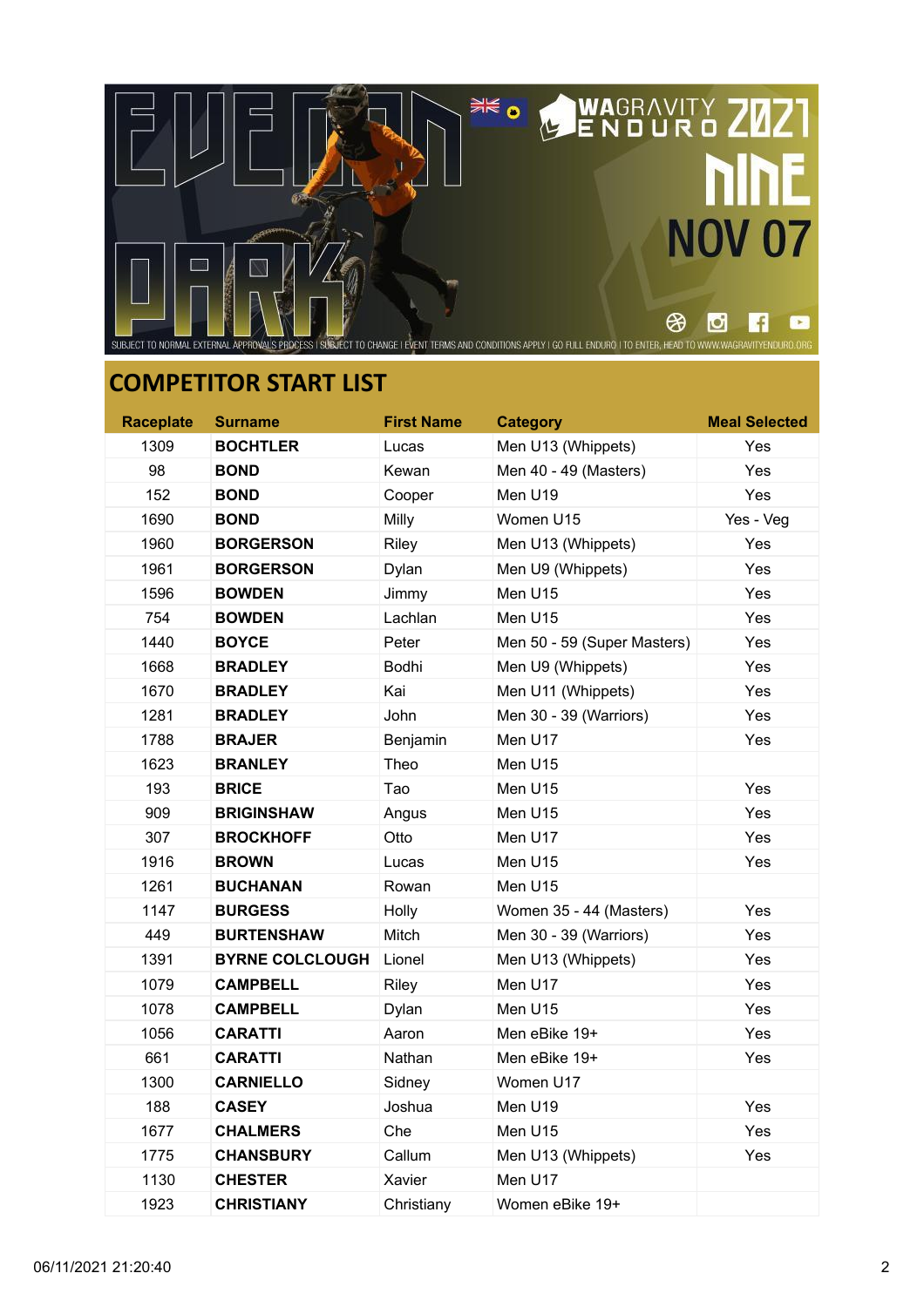## COMPETITOR START LIST

| Raceplate | Surname | First Name | Category | Meal Selected |
|---|---|---|---|---|
| 1309 | **BOCHTLER** | Lucas | Men U13 (Whippets) | Yes |
| 98 | **BOND** | Kewan | Men 40 - 49 (Masters) | Yes |
| 152 | **BOND** | Cooper | Men U19 | Yes |
| 1690 | **BOND** | Milly | Women U15 | Yes - Veg |
| 1960 | **BORGERSON** | Riley | Men U13 (Whippets) | Yes |
| 1961 | **BORGERSON** | Dylan | Men U9 (Whippets) | Yes |
| 1596 | **BOWDEN** | Jimmy | Men U15 | Yes |
| 754 | **BOWDEN** | Lachlan | Men U15 | Yes |
| 1440 | **BOYCE** | Peter | Men 50 - 59 (Super Masters) | Yes |
| 1668 | **BRADLEY** | Bodhi | Men U9 (Whippets) | Yes |
| 1670 | **BRADLEY** | Kai | Men U11 (Whippets) | Yes |
| 1281 | **BRADLEY** | John | Men 30 - 39 (Warriors) | Yes |
| 1788 | **BRAJER** | Benjamin | Men U17 | Yes |
| 1623 | **BRANLEY** | Theo | Men U15 | |
| 193 | **BRICE** | Tao | Men U15 | Yes |
| 909 | **BRIGINSHAW** | Angus | Men U15 | Yes |
| 307 | **BROCKHOFF** | Otto | Men U17 | Yes |
| 1916 | **BROWN** | Lucas | Men U15 | Yes |
| 1261 | **BUCHANAN** | Rowan | Men U15 | |
| 1147 | **BURGESS** | Holly | Women 35 - 44 (Masters) | Yes |
| 449 | **BURTENSHAW** | Mitch | Men 30 - 39 (Warriors) | Yes |
| 1391 | **BYRNE COLCLOUGH** | Lionel | Men U13 (Whippets) | Yes |
| 1079 | **CAMPBELL** | Riley | Men U17 | Yes |
| 1078 | **CAMPBELL** | Dylan | Men U15 | Yes |
| 1056 | **CARATTI** | Aaron | Men eBike 19+ | Yes |
| 661 | **CARATTI** | Nathan | Men eBike 19+ | Yes |
| 1300 | **CARNIELLO** | Sidney | Women U17 | |
| 188 | **CASEY** | Joshua | Men U19 | Yes |
| 1677 | **CHALMERS** | Che | Men U15 | Yes |
| 1775 | **CHANSBURY** | Callum | Men U13 (Whippets) | Yes |
| 1130 | **CHESTER** | Xavier | Men U17 | |
| 1923 | **CHRISTIANY** | Christiany | Women eBike 19+ | |

06/11/2021 21:20:40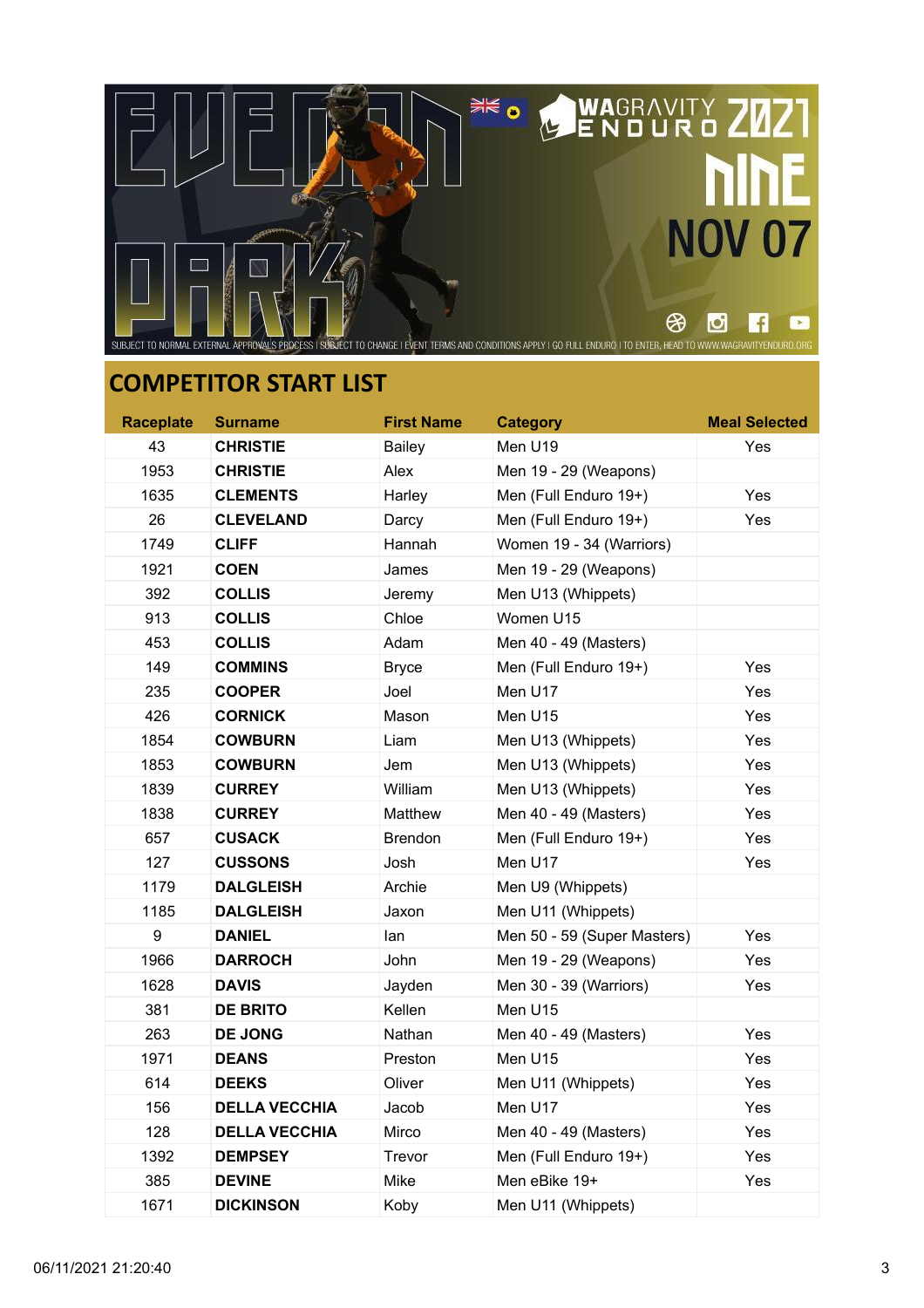## COMPETITOR START LIST

| Raceplate | Surname | First Name | Category | Meal Selected |
|---|---|---|---|---|
| 43 | **CHRISTIE** | Bailey | Men U19 | Yes |
| 1953 | **CHRISTIE** | Alex | Men 19 - 29 (Weapons) | |
| 1635 | **CLEMENTS** | Harley | Men (Full Enduro 19+) | Yes |
| 26 | **CLEVELAND** | Darcy | Men (Full Enduro 19+) | Yes |
| 1749 | **CLIFF** | Hannah | Women 19 - 34 (Warriors) | |
| 1921 | **COEN** | James | Men 19 - 29 (Weapons) | |
| 392 | **COLLIS** | Jeremy | Men U13 (Whippets) | |
| 913 | **COLLIS** | Chloe | Women U15 | |
| 453 | **COLLIS** | Adam | Men 40 - 49 (Masters) | |
| 149 | **COMMINS** | Bryce | Men (Full Enduro 19+) | Yes |
| 235 | **COOPER** | Joel | Men U17 | Yes |
| 426 | **CORNICK** | Mason | Men U15 | Yes |
| 1854 | **COWBURN** | Liam | Men U13 (Whippets) | Yes |
| 1853 | **COWBURN** | Jem | Men U13 (Whippets) | Yes |
| 1839 | **CURREY** | William | Men U13 (Whippets) | Yes |
| 1838 | **CURREY** | Matthew | Men 40 - 49 (Masters) | Yes |
| 657 | **CUSACK** | Brendon | Men (Full Enduro 19+) | Yes |
| 127 | **CUSSONS** | Josh | Men U17 | Yes |
| 1179 | **DALGLEISH** | Archie | Men U9 (Whippets) | |
| 1185 | **DALGLEISH** | Jaxon | Men U11 (Whippets) | |
| 9 | **DANIEL** | Ian | Men 50 - 59 (Super Masters) | Yes |
| 1966 | **DARROCH** | John | Men 19 - 29 (Weapons) | Yes |
| 1628 | **DAVIS** | Jayden | Men 30 - 39 (Warriors) | Yes |
| 381 | **DE BRITO** | Kellen | Men U15 | |
| 263 | **DE JONG** | Nathan | Men 40 - 49 (Masters) | Yes |
| 1971 | **DEANS** | Preston | Men U15 | Yes |
| 614 | **DEEKS** | Oliver | Men U11 (Whippets) | Yes |
| 156 | **DELLA VECCHIA** | Jacob | Men U17 | Yes |
| 128 | **DELLA VECCHIA** | Mirco | Men 40 - 49 (Masters) | Yes |
| 1392 | **DEMPSEY** | Trevor | Men (Full Enduro 19+) | Yes |
| 385 | **DEVINE** | Mike | Men eBike 19+ | Yes |
| 1671 | **DICKINSON** | Koby | Men U11 (Whippets) | |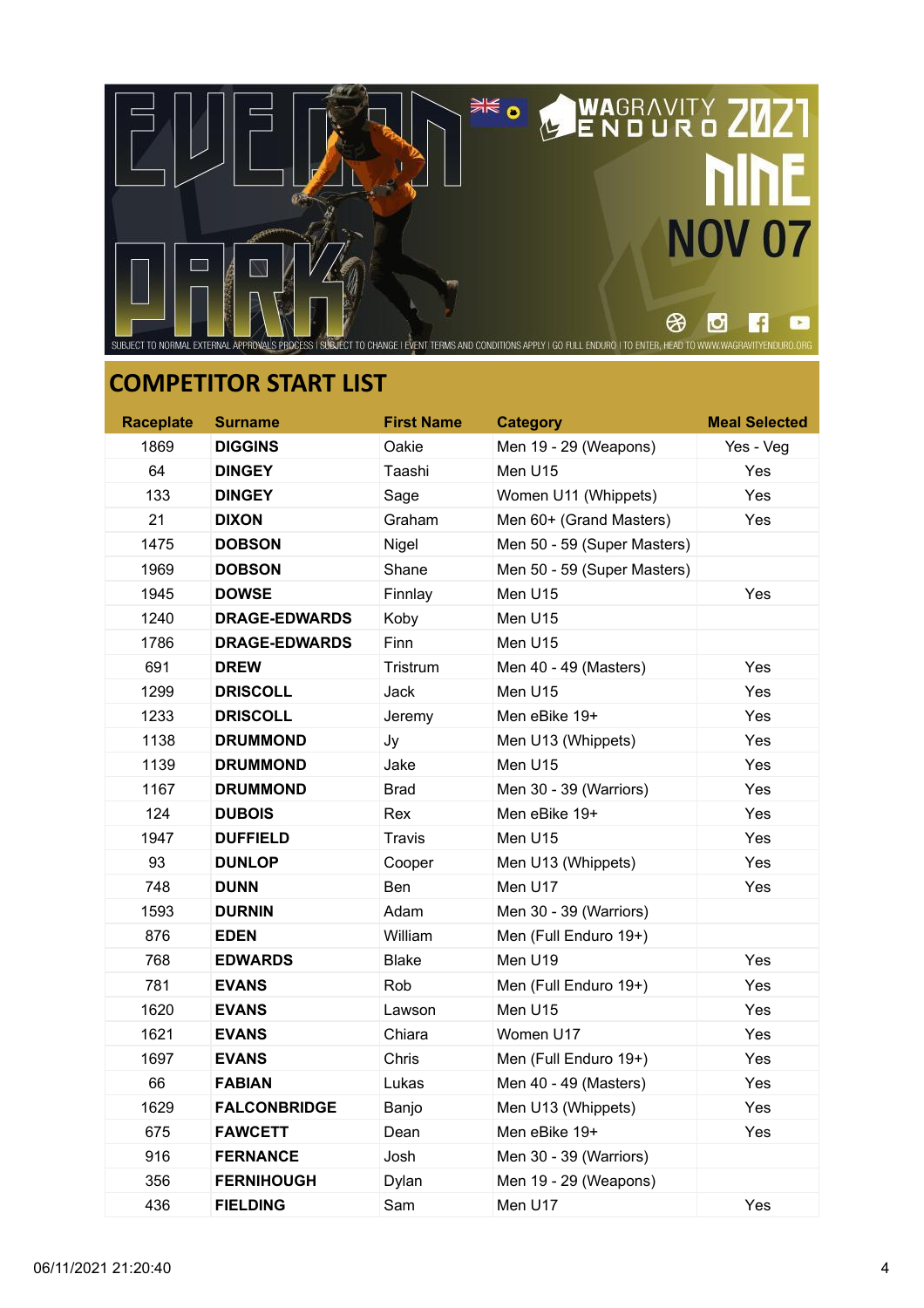## COMPETITOR START LIST

| Raceplate | Surname | First Name | Category | Meal Selected |
|---|---|---|---|---|
| 1869 | **DIGGINS** | Oakie | Men 19 - 29 (Weapons) | Yes - Veg |
| 64 | **DINGEY** | Taashi | Men U15 | Yes |
| 133 | **DINGEY** | Sage | Women U11 (Whippets) | Yes |
| 21 | **DIXON** | Graham | Men 60+ (Grand Masters) | Yes |
| 1475 | **DOBSON** | Nigel | Men 50 - 59 (Super Masters) | |
| 1969 | **DOBSON** | Shane | Men 50 - 59 (Super Masters) | |
| 1945 | **DOWSE** | Finnlay | Men U15 | Yes |
| 1240 | **DRAGE-EDWARDS** | Koby | Men U15 | |
| 1786 | **DRAGE-EDWARDS** | Finn | Men U15 | |
| 691 | **DREW** | Tristrum | Men 40 - 49 (Masters) | Yes |
| 1299 | **DRISCOLL** | Jack | Men U15 | Yes |
| 1233 | **DRISCOLL** | Jeremy | Men eBike 19+ | Yes |
| 1138 | **DRUMMOND** | Jy | Men U13 (Whippets) | Yes |
| 1139 | **DRUMMOND** | Jake | Men U15 | Yes |
| 1167 | **DRUMMOND** | Brad | Men 30 - 39 (Warriors) | Yes |
| 124 | **DUBOIS** | Rex | Men eBike 19+ | Yes |
| 1947 | **DUFFIELD** | Travis | Men U15 | Yes |
| 93 | **DUNLOP** | Cooper | Men U13 (Whippets) | Yes |
| 748 | **DUNN** | Ben | Men U17 | Yes |
| 1593 | **DURNIN** | Adam | Men 30 - 39 (Warriors) | |
| 876 | **EDEN** | William | Men (Full Enduro 19+) | |
| 768 | **EDWARDS** | Blake | Men U19 | Yes |
| 781 | **EVANS** | Rob | Men (Full Enduro 19+) | Yes |
| 1620 | **EVANS** | Lawson | Men U15 | Yes |
| 1621 | **EVANS** | Chiara | Women U17 | Yes |
| 1697 | **EVANS** | Chris | Men (Full Enduro 19+) | Yes |
| 66 | **FABIAN** | Lukas | Men 40 - 49 (Masters) | Yes |
| 1629 | **FALCONBRIDGE** | Banjo | Men U13 (Whippets) | Yes |
| 675 | **FAWCETT** | Dean | Men eBike 19+ | Yes |
| 916 | **FERNANCE** | Josh | Men 30 - 39 (Warriors) | |
| 356 | **FERNIHOUGH** | Dylan | Men 19 - 29 (Weapons) | |
| 436 | **FIELDING** | Sam | Men U17 | Yes |

06/11/2021 21:20:40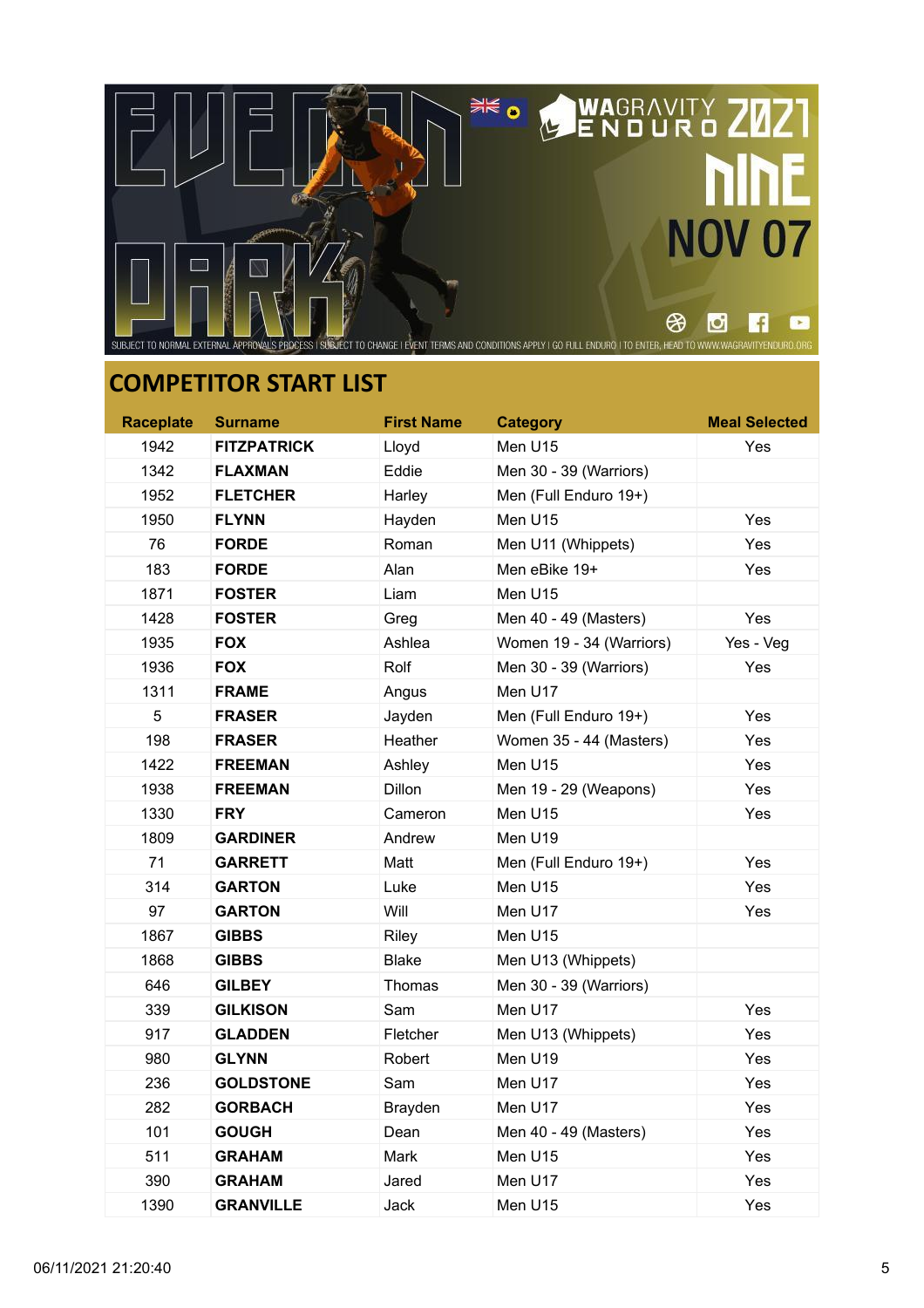EVERMAN PARK

WAGRAVITY ENDURO 2021

NINE

NOV 07

SUBJECT TO NORMAL EXTERNAL APPROVALS PROCESS | SUBJECT TO CHANGE | EVENT TERMS AND CONDITIONS APPLY | GO FULL ENDURO | TO ENTER, HEAD TO WWW.WAGRAVITYENDURO.ORG

## COMPETITOR START LIST

| Raceplate | Surname | First Name | Category | Meal Selected |
|---|---|---|---|---|
| 1942 | **FITZPATRICK** | Lloyd | Men U15 | Yes |
| 1342 | **FLAXMAN** | Eddie | Men 30 - 39 (Warriors) | |
| 1952 | **FLETCHER** | Harley | Men (Full Enduro 19+) | |
| 1950 | **FLYNN** | Hayden | Men U15 | Yes |
| 76 | **FORDE** | Roman | Men U11 (Whippets) | Yes |
| 183 | **FORDE** | Alan | Men eBike 19+ | Yes |
| 1871 | **FOSTER** | Liam | Men U15 | |
| 1428 | **FOSTER** | Greg | Men 40 - 49 (Masters) | Yes |
| 1935 | **FOX** | Ashlea | Women 19 - 34 (Warriors) | Yes - Veg |
| 1936 | **FOX** | Rolf | Men 30 - 39 (Warriors) | Yes |
| 1311 | **FRAME** | Angus | Men U17 | |
| 5 | **FRASER** | Jayden | Men (Full Enduro 19+) | Yes |
| 198 | **FRASER** | Heather | Women 35 - 44 (Masters) | Yes |
| 1422 | **FREEMAN** | Ashley | Men U15 | Yes |
| 1938 | **FREEMAN** | Dillon | Men 19 - 29 (Weapons) | Yes |
| 1330 | **FRY** | Cameron | Men U15 | Yes |
| 1809 | **GARDINER** | Andrew | Men U19 | |
| 71 | **GARRETT** | Matt | Men (Full Enduro 19+) | Yes |
| 314 | **GARTON** | Luke | Men U15 | Yes |
| 97 | **GARTON** | Will | Men U17 | Yes |
| 1867 | **GIBBS** | Riley | Men U15 | |
| 1868 | **GIBBS** | Blake | Men U13 (Whippets) | |
| 646 | **GILBEY** | Thomas | Men 30 - 39 (Warriors) | |
| 339 | **GILKISON** | Sam | Men U17 | Yes |
| 917 | **GLADDEN** | Fletcher | Men U13 (Whippets) | Yes |
| 980 | **GLYNN** | Robert | Men U19 | Yes |
| 236 | **GOLDSTONE** | Sam | Men U17 | Yes |
| 282 | **GORBACH** | Brayden | Men U17 | Yes |
| 101 | **GOUGH** | Dean | Men 40 - 49 (Masters) | Yes |
| 511 | **GRAHAM** | Mark | Men U15 | Yes |
| 390 | **GRAHAM** | Jared | Men U17 | Yes |
| 1390 | **GRANVILLE** | Jack | Men U15 | Yes |

06/11/2021 21:20:40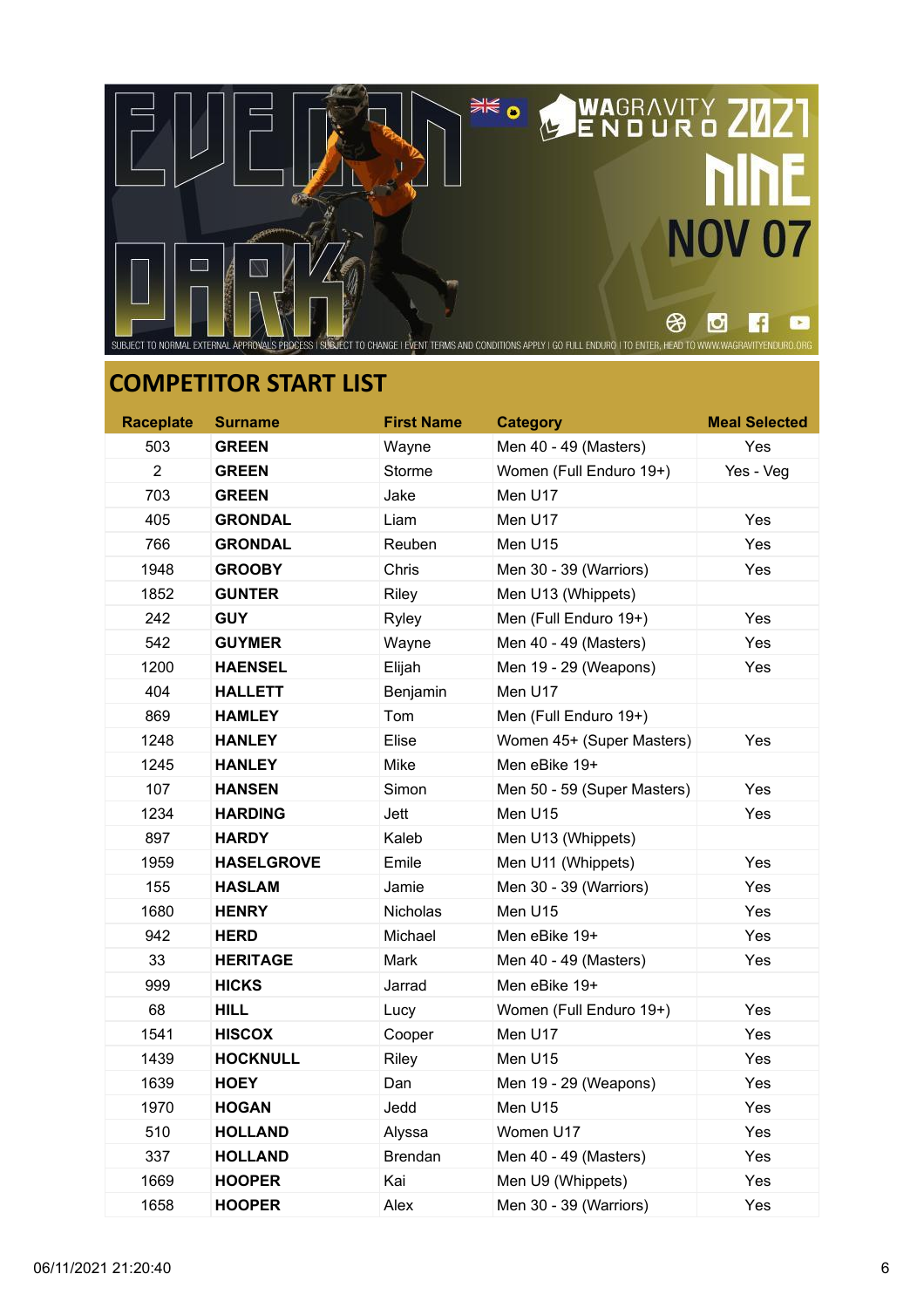## COMPETITOR START LIST

| Raceplate | Surname | First Name | Category | Meal Selected |
|---|---|---|---|---|
| 503 | **GREEN** | Wayne | Men 40 - 49 (Masters) | Yes |
| 2 | **GREEN** | Storme | Women (Full Enduro 19+) | Yes - Veg |
| 703 | **GREEN** | Jake | Men U17 | |
| 405 | **GRONDAL** | Liam | Men U17 | Yes |
| 766 | **GRONDAL** | Reuben | Men U15 | Yes |
| 1948 | **GROOBY** | Chris | Men 30 - 39 (Warriors) | Yes |
| 1852 | **GUNTER** | Riley | Men U13 (Whippets) | |
| 242 | **GUY** | Ryley | Men (Full Enduro 19+) | Yes |
| 542 | **GUYMER** | Wayne | Men 40 - 49 (Masters) | Yes |
| 1200 | **HAENSEL** | Elijah | Men 19 - 29 (Weapons) | Yes |
| 404 | **HALLETT** | Benjamin | Men U17 | |
| 869 | **HAMLEY** | Tom | Men (Full Enduro 19+) | |
| 1248 | **HANLEY** | Elise | Women 45+ (Super Masters) | Yes |
| 1245 | **HANLEY** | Mike | Men eBike 19+ | |
| 107 | **HANSEN** | Simon | Men 50 - 59 (Super Masters) | Yes |
| 1234 | **HARDING** | Jett | Men U15 | Yes |
| 897 | **HARDY** | Kaleb | Men U13 (Whippets) | |
| 1959 | **HASELGROVE** | Emile | Men U11 (Whippets) | Yes |
| 155 | **HASLAM** | Jamie | Men 30 - 39 (Warriors) | Yes |
| 1680 | **HENRY** | Nicholas | Men U15 | Yes |
| 942 | **HERD** | Michael | Men eBike 19+ | Yes |
| 33 | **HERITAGE** | Mark | Men 40 - 49 (Masters) | Yes |
| 999 | **HICKS** | Jarrad | Men eBike 19+ | |
| 68 | **HILL** | Lucy | Women (Full Enduro 19+) | Yes |
| 1541 | **HISCOX** | Cooper | Men U17 | Yes |
| 1439 | **HOCKNULL** | Riley | Men U15 | Yes |
| 1639 | **HOEY** | Dan | Men 19 - 29 (Weapons) | Yes |
| 1970 | **HOGAN** | Jedd | Men U15 | Yes |
| 510 | **HOLLAND** | Alyssa | Women U17 | Yes |
| 337 | **HOLLAND** | Brendan | Men 40 - 49 (Masters) | Yes |
| 1669 | **HOOPER** | Kai | Men U9 (Whippets) | Yes |
| 1658 | **HOOPER** | Alex | Men 30 - 39 (Warriors) | Yes |

06/11/2021 21:20:40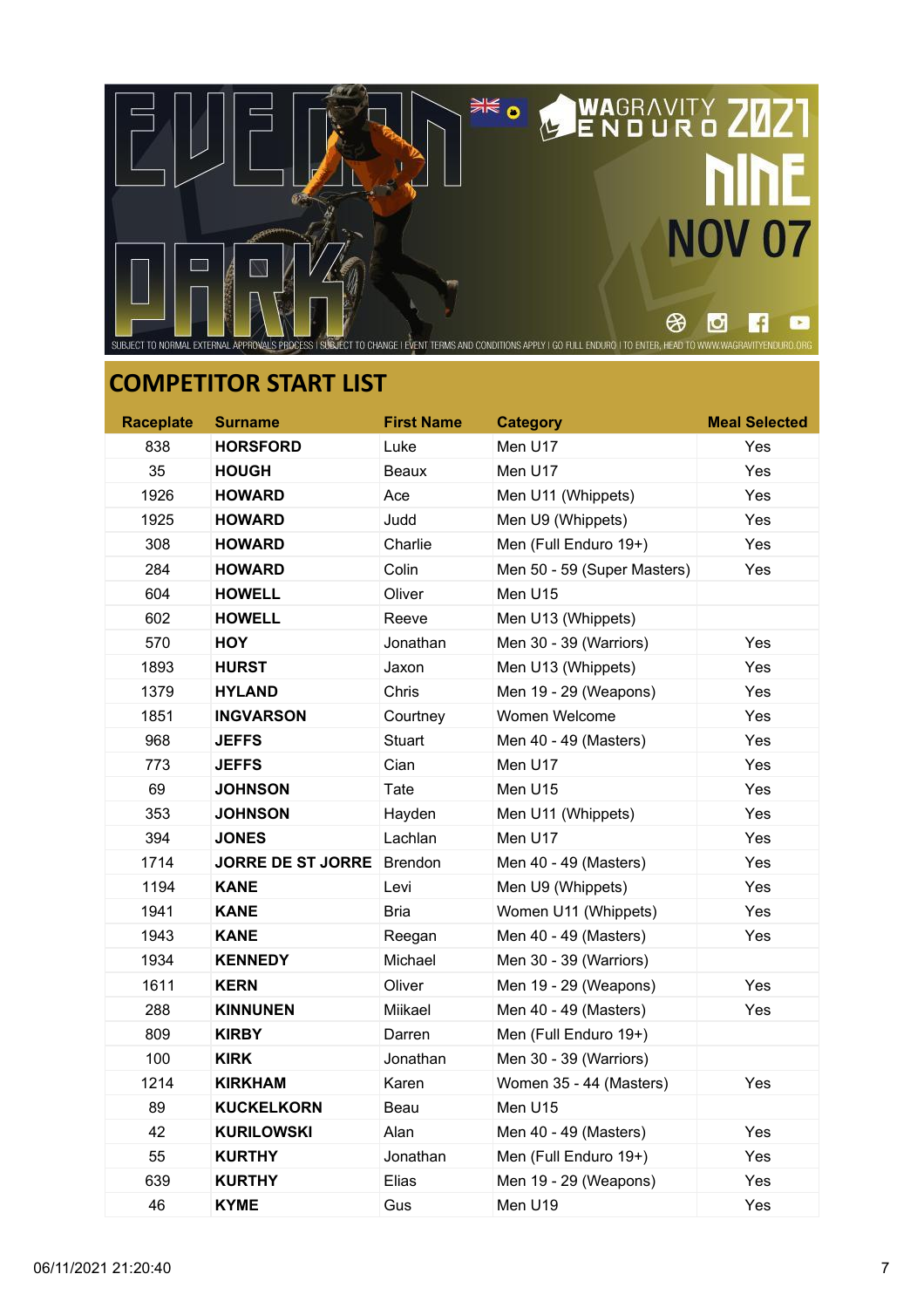EVEMAN PARK

WAGRAVITY ENDURO 2021

NINE

NOV 07

SUBJECT TO NORMAL EXTERNAL APPROVALS PROCESS | SUBJECT TO CHANGE | EVENT TERMS AND CONDITIONS APPLY | GO FULL ENDURO | TO ENTER, HEAD TO WWW.WAGRAVITYENDURO.ORG

## COMPETITOR START LIST

| Raceplate | Surname | First Name | Category | Meal Selected |
|---|---|---|---|---|
| 838 | **HORSFORD** | Luke | Men U17 | Yes |
| 35 | **HOUGH** | Beaux | Men U17 | Yes |
| 1926 | **HOWARD** | Ace | Men U11 (Whippets) | Yes |
| 1925 | **HOWARD** | Judd | Men U9 (Whippets) | Yes |
| 308 | **HOWARD** | Charlie | Men (Full Enduro 19+) | Yes |
| 284 | **HOWARD** | Colin | Men 50 - 59 (Super Masters) | Yes |
| 604 | **HOWELL** | Oliver | Men U15 | |
| 602 | **HOWELL** | Reeve | Men U13 (Whippets) | |
| 570 | **HOY** | Jonathan | Men 30 - 39 (Warriors) | Yes |
| 1893 | **HURST** | Jaxon | Men U13 (Whippets) | Yes |
| 1379 | **HYLAND** | Chris | Men 19 - 29 (Weapons) | Yes |
| 1851 | **INGVARSON** | Courtney | Women Welcome | Yes |
| 968 | **JEFFS** | Stuart | Men 40 - 49 (Masters) | Yes |
| 773 | **JEFFS** | Cian | Men U17 | Yes |
| 69 | **JOHNSON** | Tate | Men U15 | Yes |
| 353 | **JOHNSON** | Hayden | Men U11 (Whippets) | Yes |
| 394 | **JONES** | Lachlan | Men U17 | Yes |
| 1714 | **JORRE DE ST JORRE** | Brendon | Men 40 - 49 (Masters) | Yes |
| 1194 | **KANE** | Levi | Men U9 (Whippets) | Yes |
| 1941 | **KANE** | Bria | Women U11 (Whippets) | Yes |
| 1943 | **KANE** | Reegan | Men 40 - 49 (Masters) | Yes |
| 1934 | **KENNEDY** | Michael | Men 30 - 39 (Warriors) | |
| 1611 | **KERN** | Oliver | Men 19 - 29 (Weapons) | Yes |
| 288 | **KINNUNEN** | Miikael | Men 40 - 49 (Masters) | Yes |
| 809 | **KIRBY** | Darren | Men (Full Enduro 19+) | |
| 100 | **KIRK** | Jonathan | Men 30 - 39 (Warriors) | |
| 1214 | **KIRKHAM** | Karen | Women 35 - 44 (Masters) | Yes |
| 89 | **KUCKELKORN** | Beau | Men U15 | |
| 42 | **KURILOWSKI** | Alan | Men 40 - 49 (Masters) | Yes |
| 55 | **KURTHY** | Jonathan | Men (Full Enduro 19+) | Yes |
| 639 | **KURTHY** | Elias | Men 19 - 29 (Weapons) | Yes |
| 46 | **KYME** | Gus | Men U19 | Yes |

06/11/2021 21:20:40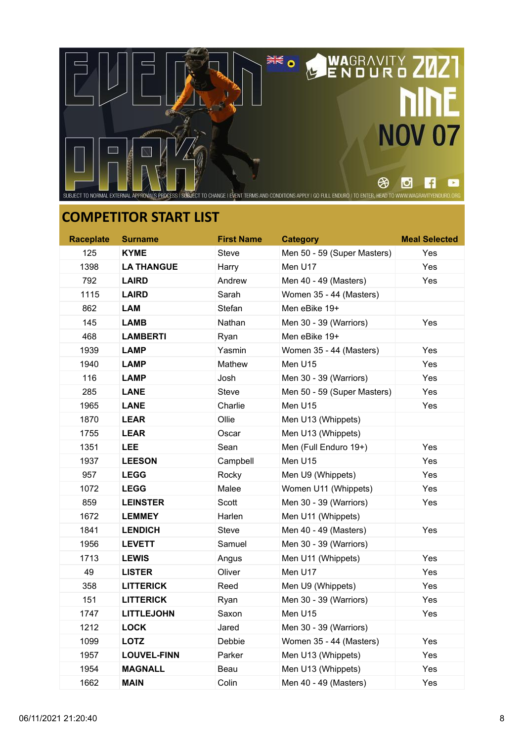## COMPETITOR START LIST

| Raceplate | Surname | First Name | Category | Meal Selected |
|---|---|---|---|---|
| 125 | **KYME** | Steve | Men 50 - 59 (Super Masters) | Yes |
| 1398 | **LA THANGUE** | Harry | Men U17 | Yes |
| 792 | **LAIRD** | Andrew | Men 40 - 49 (Masters) | Yes |
| 1115 | **LAIRD** | Sarah | Women 35 - 44 (Masters) | |
| 862 | **LAM** | Stefan | Men eBike 19+ | |
| 145 | **LAMB** | Nathan | Men 30 - 39 (Warriors) | Yes |
| 468 | **LAMBERTI** | Ryan | Men eBike 19+ | |
| 1939 | **LAMP** | Yasmin | Women 35 - 44 (Masters) | Yes |
| 1940 | **LAMP** | Mathew | Men U15 | Yes |
| 116 | **LAMP** | Josh | Men 30 - 39 (Warriors) | Yes |
| 285 | **LANE** | Steve | Men 50 - 59 (Super Masters) | Yes |
| 1965 | **LANE** | Charlie | Men U15 | Yes |
| 1870 | **LEAR** | Ollie | Men U13 (Whippets) | |
| 1755 | **LEAR** | Oscar | Men U13 (Whippets) | |
| 1351 | **LEE** | Sean | Men (Full Enduro 19+) | Yes |
| 1937 | **LEESON** | Campbell | Men U15 | Yes |
| 957 | **LEGG** | Rocky | Men U9 (Whippets) | Yes |
| 1072 | **LEGG** | Malee | Women U11 (Whippets) | Yes |
| 859 | **LEINSTER** | Scott | Men 30 - 39 (Warriors) | Yes |
| 1672 | **LEMMEY** | Harlen | Men U11 (Whippets) | |
| 1841 | **LENDICH** | Steve | Men 40 - 49 (Masters) | Yes |
| 1956 | **LEVETT** | Samuel | Men 30 - 39 (Warriors) | |
| 1713 | **LEWIS** | Angus | Men U11 (Whippets) | Yes |
| 49 | **LISTER** | Oliver | Men U17 | Yes |
| 358 | **LITTERICK** | Reed | Men U9 (Whippets) | Yes |
| 151 | **LITTERICK** | Ryan | Men 30 - 39 (Warriors) | Yes |
| 1747 | **LITTLEJOHN** | Saxon | Men U15 | Yes |
| 1212 | **LOCK** | Jared | Men 30 - 39 (Warriors) | |
| 1099 | **LOTZ** | Debbie | Women 35 - 44 (Masters) | Yes |
| 1957 | **LOUVEL-FINN** | Parker | Men U13 (Whippets) | Yes |
| 1954 | **MAGNALL** | Beau | Men U13 (Whippets) | Yes |
| 1662 | **MAIN** | Colin | Men 40 - 49 (Masters) | Yes |

06/11/2021 21:20:40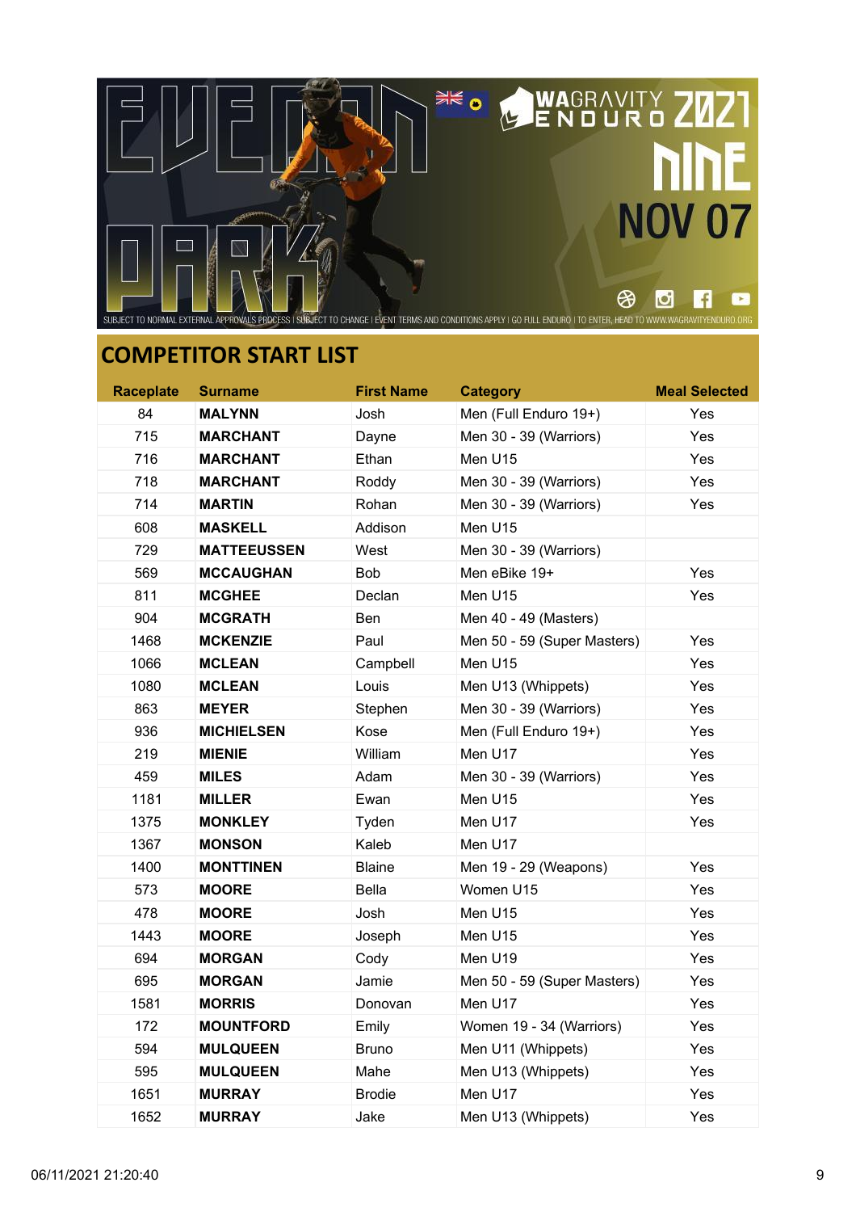## COMPETITOR START LIST

| Raceplate | Surname | First Name | Category | Meal Selected |
|---|---|---|---|---|
| 84 | **MALYNN** | Josh | Men (Full Enduro 19+) | Yes |
| 715 | **MARCHANT** | Dayne | Men 30 - 39 (Warriors) | Yes |
| 716 | **MARCHANT** | Ethan | Men U15 | Yes |
| 718 | **MARCHANT** | Roddy | Men 30 - 39 (Warriors) | Yes |
| 714 | **MARTIN** | Rohan | Men 30 - 39 (Warriors) | Yes |
| 608 | **MASKELL** | Addison | Men U15 | |
| 729 | **MATTEEUSSEN** | West | Men 30 - 39 (Warriors) | |
| 569 | **MCCAUGHAN** | Bob | Men eBike 19+ | Yes |
| 811 | **MCGHEE** | Declan | Men U15 | Yes |
| 904 | **MCGRATH** | Ben | Men 40 - 49 (Masters) | |
| 1468 | **MCKENZIE** | Paul | Men 50 - 59 (Super Masters) | Yes |
| 1066 | **MCLEAN** | Campbell | Men U15 | Yes |
| 1080 | **MCLEAN** | Louis | Men U13 (Whippets) | Yes |
| 863 | **MEYER** | Stephen | Men 30 - 39 (Warriors) | Yes |
| 936 | **MICHIELSEN** | Kose | Men (Full Enduro 19+) | Yes |
| 219 | **MIENIE** | William | Men U17 | Yes |
| 459 | **MILES** | Adam | Men 30 - 39 (Warriors) | Yes |
| 1181 | **MILLER** | Ewan | Men U15 | Yes |
| 1375 | **MONKLEY** | Tyden | Men U17 | Yes |
| 1367 | **MONSON** | Kaleb | Men U17 | |
| 1400 | **MONTTINEN** | Blaine | Men 19 - 29 (Weapons) | Yes |
| 573 | **MOORE** | Bella | Women U15 | Yes |
| 478 | **MOORE** | Josh | Men U15 | Yes |
| 1443 | **MOORE** | Joseph | Men U15 | Yes |
| 694 | **MORGAN** | Cody | Men U19 | Yes |
| 695 | **MORGAN** | Jamie | Men 50 - 59 (Super Masters) | Yes |
| 1581 | **MORRIS** | Donovan | Men U17 | Yes |
| 172 | **MOUNTFORD** | Emily | Women 19 - 34 (Warriors) | Yes |
| 594 | **MULQUEEN** | Bruno | Men U11 (Whippets) | Yes |
| 595 | **MULQUEEN** | Mahe | Men U13 (Whippets) | Yes |
| 1651 | **MURRAY** | Brodie | Men U17 | Yes |
| 1652 | **MURRAY** | Jake | Men U13 (Whippets) | Yes |

06/11/2021 21:20:40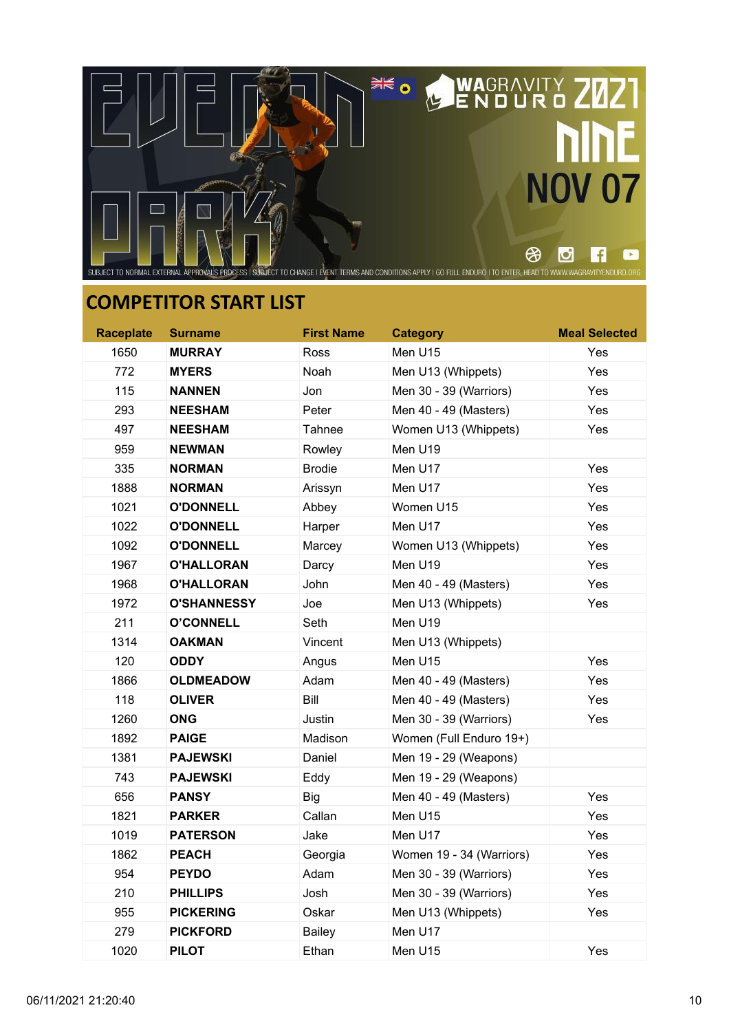## COMPETITOR START LIST

| Raceplate | Surname | First Name | Category | Meal Selected |
|---|---|---|---|---|
| 1650 | **MURRAY** | Ross | Men U15 | Yes |
| 772 | **MYERS** | Noah | Men U13 (Whippets) | Yes |
| 115 | **NANNEN** | Jon | Men 30 - 39 (Warriors) | Yes |
| 293 | **NEESHAM** | Peter | Men 40 - 49 (Masters) | Yes |
| 497 | **NEESHAM** | Tahnee | Women U13 (Whippets) | Yes |
| 959 | **NEWMAN** | Rowley | Men U19 | |
| 335 | **NORMAN** | Brodie | Men U17 | Yes |
| 1888 | **NORMAN** | Arissyn | Men U17 | Yes |
| 1021 | **O'DONNELL** | Abbey | Women U15 | Yes |
| 1022 | **O'DONNELL** | Harper | Men U17 | Yes |
| 1092 | **O'DONNELL** | Marcey | Women U13 (Whippets) | Yes |
| 1967 | **O'HALLORAN** | Darcy | Men U19 | Yes |
| 1968 | **O'HALLORAN** | John | Men 40 - 49 (Masters) | Yes |
| 1972 | **O'SHANNESSY** | Joe | Men U13 (Whippets) | Yes |
| 211 | **O’CONNELL** | Seth | Men U19 | |
| 1314 | **OAKMAN** | Vincent | Men U13 (Whippets) | |
| 120 | **ODDY** | Angus | Men U15 | Yes |
| 1866 | **OLDMEADOW** | Adam | Men 40 - 49 (Masters) | Yes |
| 118 | **OLIVER** | Bill | Men 40 - 49 (Masters) | Yes |
| 1260 | **ONG** | Justin | Men 30 - 39 (Warriors) | Yes |
| 1892 | **PAIGE** | Madison | Women (Full Enduro 19+) | |
| 1381 | **PAJEWSKI** | Daniel | Men 19 - 29 (Weapons) | |
| 743 | **PAJEWSKI** | Eddy | Men 19 - 29 (Weapons) | |
| 656 | **PANSY** | Big | Men 40 - 49 (Masters) | Yes |
| 1821 | **PARKER** | Callan | Men U15 | Yes |
| 1019 | **PATERSON** | Jake | Men U17 | Yes |
| 1862 | **PEACH** | Georgia | Women 19 - 34 (Warriors) | Yes |
| 954 | **PEYDO** | Adam | Men 30 - 39 (Warriors) | Yes |
| 210 | **PHILLIPS** | Josh | Men 30 - 39 (Warriors) | Yes |
| 955 | **PICKERING** | Oskar | Men U13 (Whippets) | Yes |
| 279 | **PICKFORD** | Bailey | Men U17 | |
| 1020 | **PILOT** | Ethan | Men U15 | Yes |

06/11/2021 21:20:40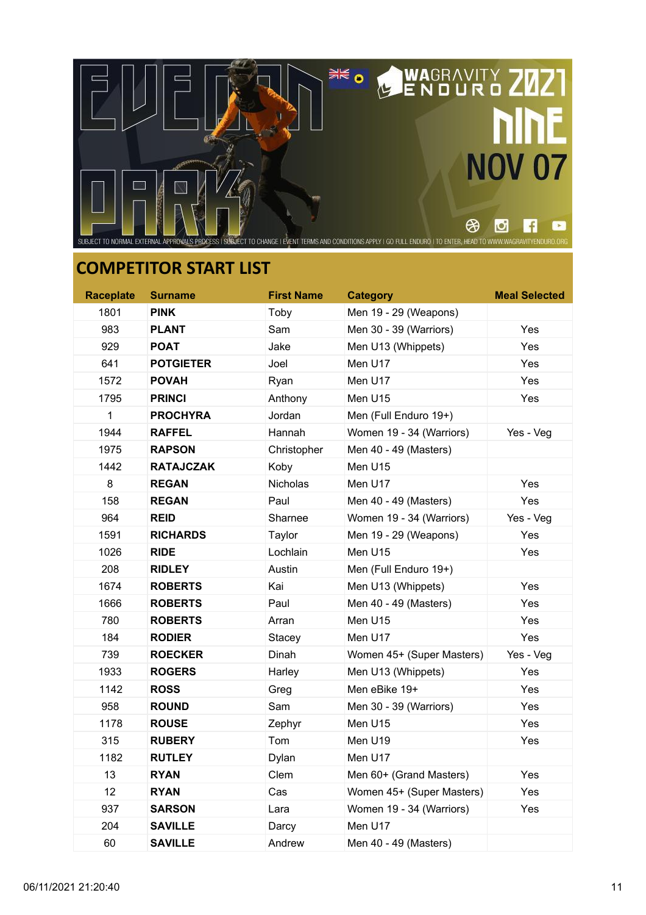## COMPETITOR START LIST

| Raceplate | Surname | First Name | Category | Meal Selected |
|---|---|---|---|---|
| 1801 | **PINK** | Toby | Men 19 - 29 (Weapons) | |
| 983 | **PLANT** | Sam | Men 30 - 39 (Warriors) | Yes |
| 929 | **POAT** | Jake | Men U13 (Whippets) | Yes |
| 641 | **POTGIETER** | Joel | Men U17 | Yes |
| 1572 | **POVAH** | Ryan | Men U17 | Yes |
| 1795 | **PRINCI** | Anthony | Men U15 | Yes |
| 1 | **PROCHYRA** | Jordan | Men (Full Enduro 19+) | |
| 1944 | **RAFFEL** | Hannah | Women 19 - 34 (Warriors) | Yes - Veg |
| 1975 | **RAPSON** | Christopher | Men 40 - 49 (Masters) | |
| 1442 | **RATAJCZAK** | Koby | Men U15 | |
| 8 | **REGAN** | Nicholas | Men U17 | Yes |
| 158 | **REGAN** | Paul | Men 40 - 49 (Masters) | Yes |
| 964 | **REID** | Sharnee | Women 19 - 34 (Warriors) | Yes - Veg |
| 1591 | **RICHARDS** | Taylor | Men 19 - 29 (Weapons) | Yes |
| 1026 | **RIDE** | Lochlain | Men U15 | Yes |
| 208 | **RIDLEY** | Austin | Men (Full Enduro 19+) | |
| 1674 | **ROBERTS** | Kai | Men U13 (Whippets) | Yes |
| 1666 | **ROBERTS** | Paul | Men 40 - 49 (Masters) | Yes |
| 780 | **ROBERTS** | Arran | Men U15 | Yes |
| 184 | **RODIER** | Stacey | Men U17 | Yes |
| 739 | **ROECKER** | Dinah | Women 45+ (Super Masters) | Yes - Veg |
| 1933 | **ROGERS** | Harley | Men U13 (Whippets) | Yes |
| 1142 | **ROSS** | Greg | Men eBike 19+ | Yes |
| 958 | **ROUND** | Sam | Men 30 - 39 (Warriors) | Yes |
| 1178 | **ROUSE** | Zephyr | Men U15 | Yes |
| 315 | **RUBERY** | Tom | Men U19 | Yes |
| 1182 | **RUTLEY** | Dylan | Men U17 | |
| 13 | **RYAN** | Clem | Men 60+ (Grand Masters) | Yes |
| 12 | **RYAN** | Cas | Women 45+ (Super Masters) | Yes |
| 937 | **SARSON** | Lara | Women 19 - 34 (Warriors) | Yes |
| 204 | **SAVILLE** | Darcy | Men U17 | |
| 60 | **SAVILLE** | Andrew | Men 40 - 49 (Masters) | |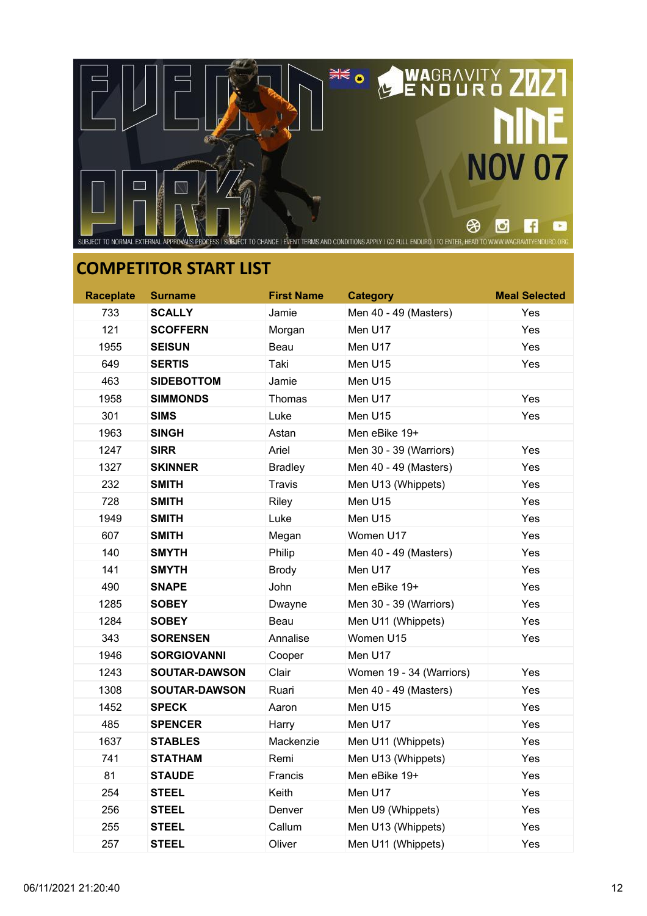## COMPETITOR START LIST

| Raceplate | Surname | First Name | Category | Meal Selected |
|---|---|---|---|---|
| 733 | **SCALLY** | Jamie | Men 40 - 49 (Masters) | Yes |
| 121 | **SCOFFERN** | Morgan | Men U17 | Yes |
| 1955 | **SEISUN** | Beau | Men U17 | Yes |
| 649 | **SERTIS** | Taki | Men U15 | Yes |
| 463 | **SIDEBOTTOM** | Jamie | Men U15 | |
| 1958 | **SIMMONDS** | Thomas | Men U17 | Yes |
| 301 | **SIMS** | Luke | Men U15 | Yes |
| 1963 | **SINGH** | Astan | Men eBike 19+ | |
| 1247 | **SIRR** | Ariel | Men 30 - 39 (Warriors) | Yes |
| 1327 | **SKINNER** | Bradley | Men 40 - 49 (Masters) | Yes |
| 232 | **SMITH** | Travis | Men U13 (Whippets) | Yes |
| 728 | **SMITH** | Riley | Men U15 | Yes |
| 1949 | **SMITH** | Luke | Men U15 | Yes |
| 607 | **SMITH** | Megan | Women U17 | Yes |
| 140 | **SMYTH** | Philip | Men 40 - 49 (Masters) | Yes |
| 141 | **SMYTH** | Brody | Men U17 | Yes |
| 490 | **SNAPE** | John | Men eBike 19+ | Yes |
| 1285 | **SOBEY** | Dwayne | Men 30 - 39 (Warriors) | Yes |
| 1284 | **SOBEY** | Beau | Men U11 (Whippets) | Yes |
| 343 | **SORENSEN** | Annalise | Women U15 | Yes |
| 1946 | **SORGIOVANNI** | Cooper | Men U17 | |
| 1243 | **SOUTAR-DAWSON** | Clair | Women 19 - 34 (Warriors) | Yes |
| 1308 | **SOUTAR-DAWSON** | Ruari | Men 40 - 49 (Masters) | Yes |
| 1452 | **SPECK** | Aaron | Men U15 | Yes |
| 485 | **SPENCER** | Harry | Men U17 | Yes |
| 1637 | **STABLES** | Mackenzie | Men U11 (Whippets) | Yes |
| 741 | **STATHAM** | Remi | Men U13 (Whippets) | Yes |
| 81 | **STAUDE** | Francis | Men eBike 19+ | Yes |
| 254 | **STEEL** | Keith | Men U17 | Yes |
| 256 | **STEEL** | Denver | Men U9 (Whippets) | Yes |
| 255 | **STEEL** | Callum | Men U13 (Whippets) | Yes |
| 257 | **STEEL** | Oliver | Men U11 (Whippets) | Yes |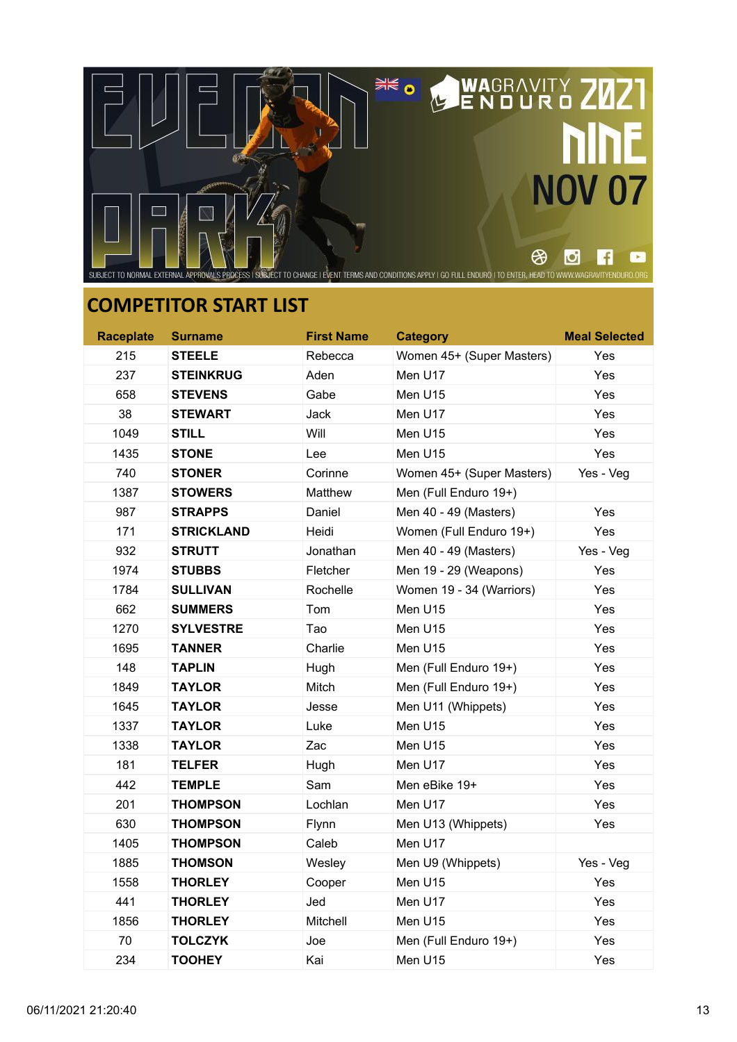SUBJECT TO NORMAL EXTERNAL APPROVALS PROCESS | SUBJECT TO CHANGE | EVENT TERMS AND CONDITIONS APPLY | GO FULL ENDURO | TO ENTER, HEAD TO WWW.WAGRAVITYENDURO.ORG

## COMPETITOR START LIST

| Raceplate | Surname | First Name | Category | Meal Selected |
|---|---|---|---|---|
| 215 | **STEELE** | Rebecca | Women 45+ (Super Masters) | Yes |
| 237 | **STEINKRUG** | Aden | Men U17 | Yes |
| 658 | **STEVENS** | Gabe | Men U15 | Yes |
| 38 | **STEWART** | Jack | Men U17 | Yes |
| 1049 | **STILL** | Will | Men U15 | Yes |
| 1435 | **STONE** | Lee | Men U15 | Yes |
| 740 | **STONER** | Corinne | Women 45+ (Super Masters) | Yes - Veg |
| 1387 | **STOWERS** | Matthew | Men (Full Enduro 19+) | |
| 987 | **STRAPPS** | Daniel | Men 40 - 49 (Masters) | Yes |
| 171 | **STRICKLAND** | Heidi | Women (Full Enduro 19+) | Yes |
| 932 | **STRUTT** | Jonathan | Men 40 - 49 (Masters) | Yes - Veg |
| 1974 | **STUBBS** | Fletcher | Men 19 - 29 (Weapons) | Yes |
| 1784 | **SULLIVAN** | Rochelle | Women 19 - 34 (Warriors) | Yes |
| 662 | **SUMMERS** | Tom | Men U15 | Yes |
| 1270 | **SYLVESTRE** | Tao | Men U15 | Yes |
| 1695 | **TANNER** | Charlie | Men U15 | Yes |
| 148 | **TAPLIN** | Hugh | Men (Full Enduro 19+) | Yes |
| 1849 | **TAYLOR** | Mitch | Men (Full Enduro 19+) | Yes |
| 1645 | **TAYLOR** | Jesse | Men U11 (Whippets) | Yes |
| 1337 | **TAYLOR** | Luke | Men U15 | Yes |
| 1338 | **TAYLOR** | Zac | Men U15 | Yes |
| 181 | **TELFER** | Hugh | Men U17 | Yes |
| 442 | **TEMPLE** | Sam | Men eBike 19+ | Yes |
| 201 | **THOMPSON** | Lochlan | Men U17 | Yes |
| 630 | **THOMPSON** | Flynn | Men U13 (Whippets) | Yes |
| 1405 | **THOMPSON** | Caleb | Men U17 | |
| 1885 | **THOMSON** | Wesley | Men U9 (Whippets) | Yes - Veg |
| 1558 | **THORLEY** | Cooper | Men U15 | Yes |
| 441 | **THORLEY** | Jed | Men U17 | Yes |
| 1856 | **THORLEY** | Mitchell | Men U15 | Yes |
| 70 | **TOLCZYK** | Joe | Men (Full Enduro 19+) | Yes |
| 234 | **TOOHEY** | Kai | Men U15 | Yes |

06/11/2021 21:20:40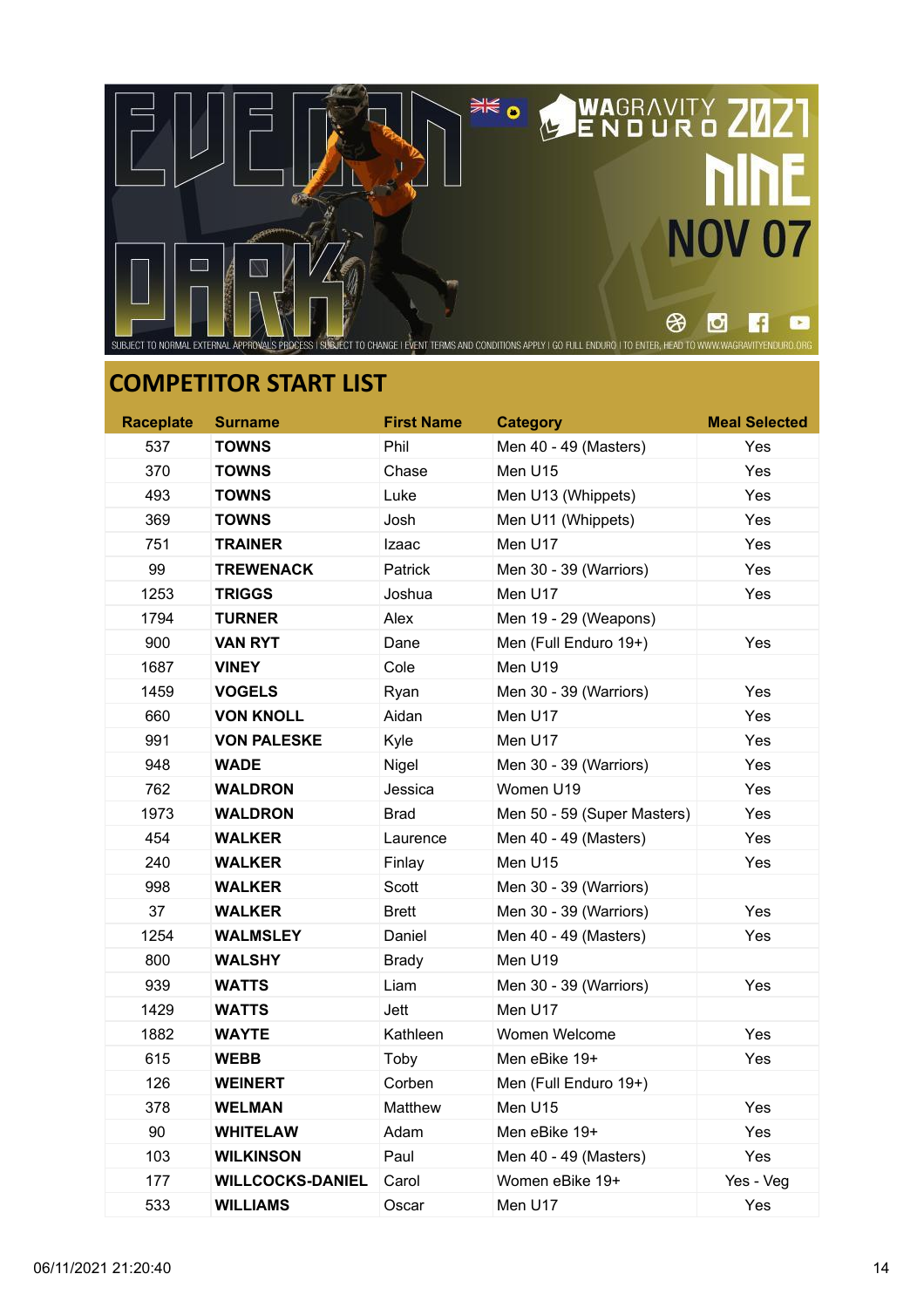## COMPETITOR START LIST

| Raceplate | Surname | First Name | Category | Meal Selected |
|---|---|---|---|---|
| 537 | **TOWNS** | Phil | Men 40 - 49 (Masters) | Yes |
| 370 | **TOWNS** | Chase | Men U15 | Yes |
| 493 | **TOWNS** | Luke | Men U13 (Whippets) | Yes |
| 369 | **TOWNS** | Josh | Men U11 (Whippets) | Yes |
| 751 | **TRAINER** | Izaac | Men U17 | Yes |
| 99 | **TREWENACK** | Patrick | Men 30 - 39 (Warriors) | Yes |
| 1253 | **TRIGGS** | Joshua | Men U17 | Yes |
| 1794 | **TURNER** | Alex | Men 19 - 29 (Weapons) | |
| 900 | **VAN RYT** | Dane | Men (Full Enduro 19+) | Yes |
| 1687 | **VINEY** | Cole | Men U19 | |
| 1459 | **VOGELS** | Ryan | Men 30 - 39 (Warriors) | Yes |
| 660 | **VON KNOLL** | Aidan | Men U17 | Yes |
| 991 | **VON PALESKE** | Kyle | Men U17 | Yes |
| 948 | **WADE** | Nigel | Men 30 - 39 (Warriors) | Yes |
| 762 | **WALDRON** | Jessica | Women U19 | Yes |
| 1973 | **WALDRON** | Brad | Men 50 - 59 (Super Masters) | Yes |
| 454 | **WALKER** | Laurence | Men 40 - 49 (Masters) | Yes |
| 240 | **WALKER** | Finlay | Men U15 | Yes |
| 998 | **WALKER** | Scott | Men 30 - 39 (Warriors) | |
| 37 | **WALKER** | Brett | Men 30 - 39 (Warriors) | Yes |
| 1254 | **WALMSLEY** | Daniel | Men 40 - 49 (Masters) | Yes |
| 800 | **WALSHY** | Brady | Men U19 | |
| 939 | **WATTS** | Liam | Men 30 - 39 (Warriors) | Yes |
| 1429 | **WATTS** | Jett | Men U17 | |
| 1882 | **WAYTE** | Kathleen | Women Welcome | Yes |
| 615 | **WEBB** | Toby | Men eBike 19+ | Yes |
| 126 | **WEINERT** | Corben | Men (Full Enduro 19+) | |
| 378 | **WELMAN** | Matthew | Men U15 | Yes |
| 90 | **WHITELAW** | Adam | Men eBike 19+ | Yes |
| 103 | **WILKINSON** | Paul | Men 40 - 49 (Masters) | Yes |
| 177 | **WILLCOCKS-DANIEL** | Carol | Women eBike 19+ | Yes - Veg |
| 533 | **WILLIAMS** | Oscar | Men U17 | Yes |

06/11/2021 21:20:40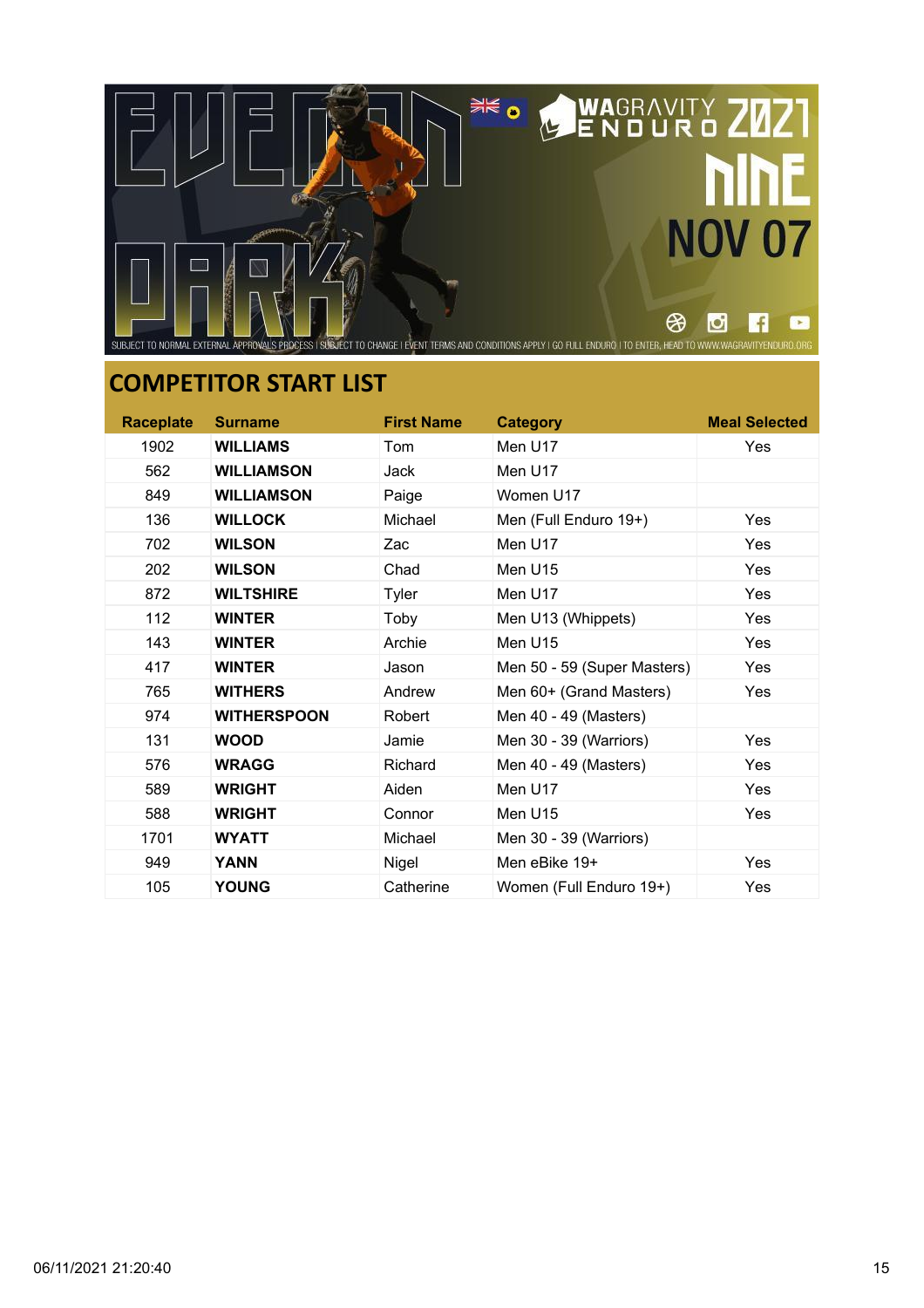## COMPETITOR START LIST

| Raceplate | Surname | First Name | Category | Meal Selected |
|---|---|---|---|---|
| 1902 | **WILLIAMS** | Tom | Men U17 | Yes |
| 562 | **WILLIAMSON** | Jack | Men U17 | |
| 849 | **WILLIAMSON** | Paige | Women U17 | |
| 136 | **WILLOCK** | Michael | Men (Full Enduro 19+) | Yes |
| 702 | **WILSON** | Zac | Men U17 | Yes |
| 202 | **WILSON** | Chad | Men U15 | Yes |
| 872 | **WILTSHIRE** | Tyler | Men U17 | Yes |
| 112 | **WINTER** | Toby | Men U13 (Whippets) | Yes |
| 143 | **WINTER** | Archie | Men U15 | Yes |
| 417 | **WINTER** | Jason | Men 50 - 59 (Super Masters) | Yes |
| 765 | **WITHERS** | Andrew | Men 60+ (Grand Masters) | Yes |
| 974 | **WITHERSPOON** | Robert | Men 40 - 49 (Masters) | |
| 131 | **WOOD** | Jamie | Men 30 - 39 (Warriors) | Yes |
| 576 | **WRAGG** | Richard | Men 40 - 49 (Masters) | Yes |
| 589 | **WRIGHT** | Aiden | Men U17 | Yes |
| 588 | **WRIGHT** | Connor | Men U15 | Yes |
| 1701 | **WYATT** | Michael | Men 30 - 39 (Warriors) | |
| 949 | **YANN** | Nigel | Men eBike 19+ | Yes |
| 105 | **YOUNG** | Catherine | Women (Full Enduro 19+) | Yes |

06/11/2021 21:20:40